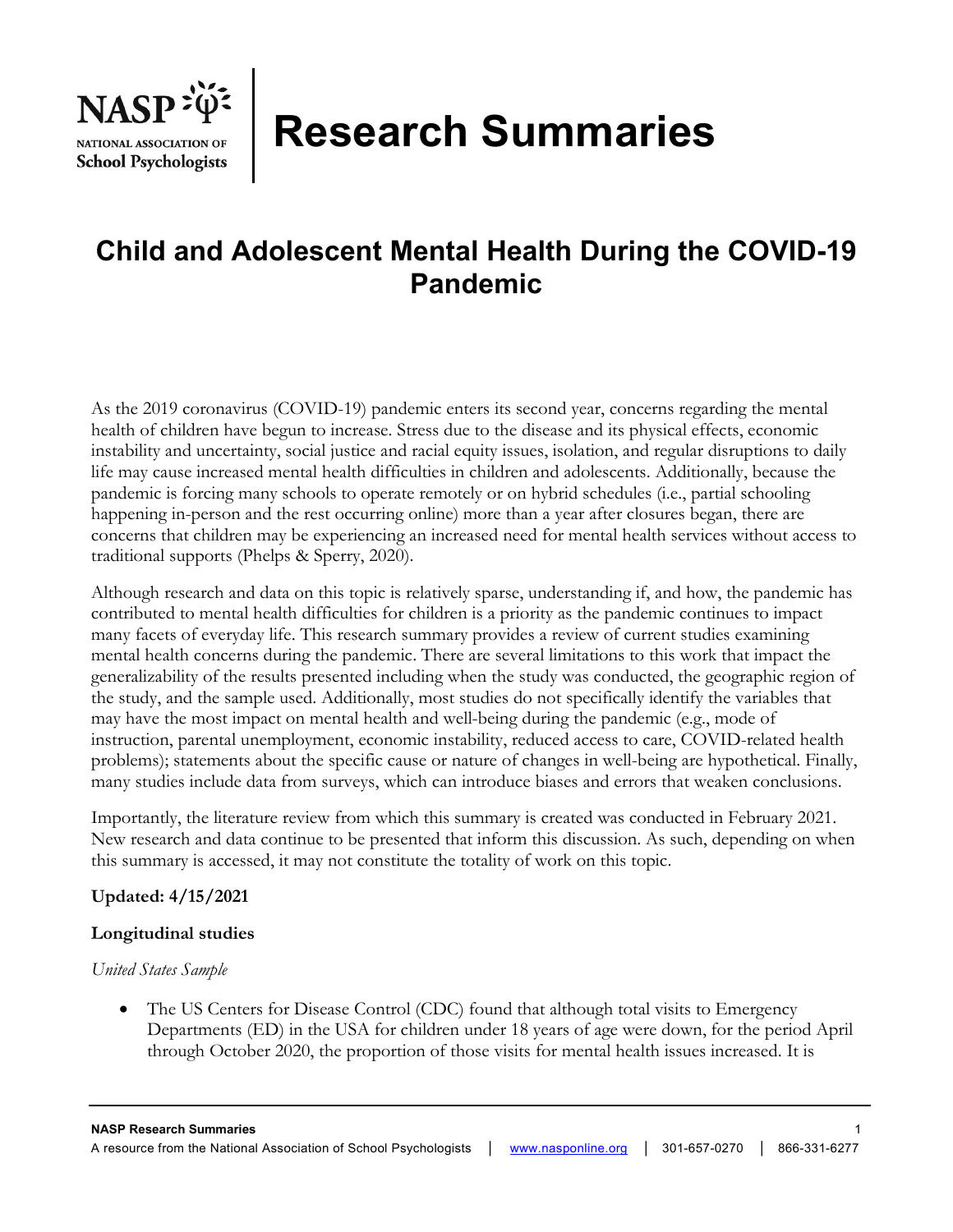# Research Summaries

## Child and Adolescent Mental Health During the COVID-19 Pandemic

As the 2019 coronavirus (COVID-19) pandemic enters its second year, concerns regarding the mental health of children have begun to increase. Stress due to the disease and its physical effects, economic instability and uncertainty, social justice and racial equity issues, isolation, and regular disruptions to daily life may cause increased mental health difficulties in children and adolescents. Additionally, because the pandemic is forcing many schools to operate remotely or on hybrid schedules (i.e., partial schooling happening in-person and the rest occurring online) more than a year after closures began, there are concerns that children may be experiencing an increased need for mental health services without access to traditional supports (Phelps & Sperry, 2020).

Although research and data on this topic is relatively sparse, understanding if, and how, the pandemic has contributed to mental health difficulties for children is a priority as the pandemic continues to impact many facets of everyday life. This research summary provides a review of current studies examining mental health concerns during the pandemic. There are several limitations to this work that impact the generalizability of the results presented including when the study was conducted, the geographic region of the study, and the sample used. Additionally, most studies do not specifically identify the variables that may have the most impact on mental health and well-being during the pandemic (e.g., mode of instruction, parental unemployment, economic instability, reduced access to care, COVID-related health problems); statements about the specific cause or nature of changes in well-being are hypothetical. Finally, many studies include data from surveys, which can introduce biases and errors that weaken conclusions.

Importantly, the literature review from which this summary is created was conducted in February 2021. New research and data continue to be presented that inform this discussion. As such, depending on when this summary is accessed, it may not constitute the totality of work on this topic.

**Updated: 4/15/2021**

**Longitudinal studies**

*United States Sample*

- The US Centers for Disease Control (CDC) found that although total visits to Emergency Departments (ED) in the USA for children under 18 years of age were down, for the period April through October 2020, the proportion of those visits for mental health issues increased. It is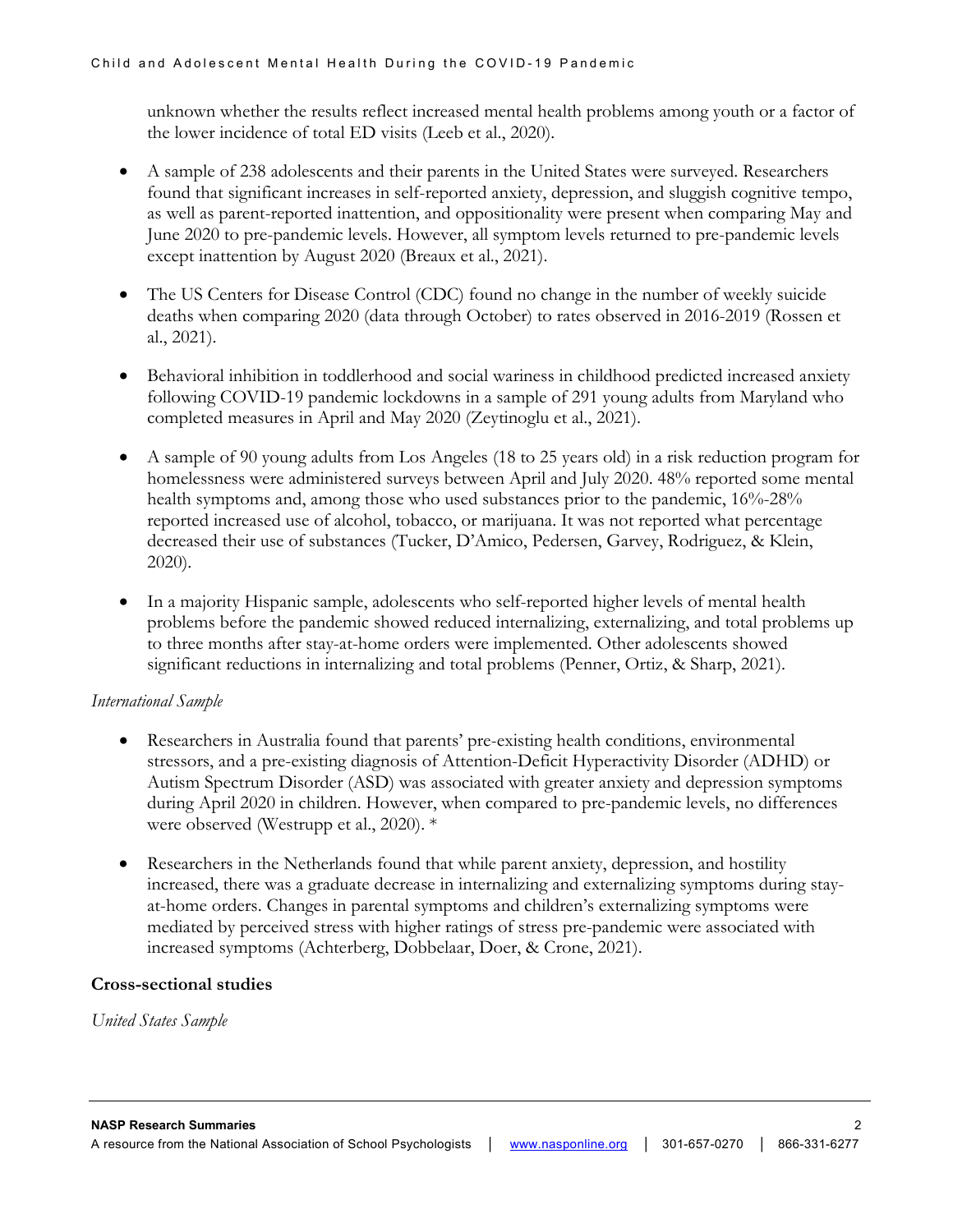unknown whether the results reflect increased mental health problems among youth or a factor of the lower incidence of total ED visits (Leeb et al., 2020).

- A sample of 238 adolescents and their parents in the United States were surveyed. Researchers found that significant increases in self-reported anxiety, depression, and sluggish cognitive tempo, as well as parent-reported inattention, and oppositionality were present when comparing May and June 2020 to pre-pandemic levels. However, all symptom levels returned to pre-pandemic levels except inattention by August 2020 (Breaux et al., 2021).

- The US Centers for Disease Control (CDC) found no change in the number of weekly suicide deaths when comparing 2020 (data through October) to rates observed in 2016-2019 (Rossen et al., 2021).

- Behavioral inhibition in toddlerhood and social wariness in childhood predicted increased anxiety following COVID-19 pandemic lockdowns in a sample of 291 young adults from Maryland who completed measures in April and May 2020 (Zeytinoglu et al., 2021).

- A sample of 90 young adults from Los Angeles (18 to 25 years old) in a risk reduction program for homelessness were administered surveys between April and July 2020. 48% reported some mental health symptoms and, among those who used substances prior to the pandemic, 16%-28% reported increased use of alcohol, tobacco, or marijuana. It was not reported what percentage decreased their use of substances (Tucker, D'Amico, Pedersen, Garvey, Rodriguez, & Klein, 2020).

- In a majority Hispanic sample, adolescents who self-reported higher levels of mental health problems before the pandemic showed reduced internalizing, externalizing, and total problems up to three months after stay-at-home orders were implemented. Other adolescents showed significant reductions in internalizing and total problems (Penner, Ortiz, & Sharp, 2021).

*International Sample*

- Researchers in Australia found that parents' pre-existing health conditions, environmental stressors, and a pre-existing diagnosis of Attention-Deficit Hyperactivity Disorder (ADHD) or Autism Spectrum Disorder (ASD) was associated with greater anxiety and depression symptoms during April 2020 in children. However, when compared to pre-pandemic levels, no differences were observed (Westrupp et al., 2020). *

- Researchers in the Netherlands found that while parent anxiety, depression, and hostility increased, there was a graduate decrease in internalizing and externalizing symptoms during stay-at-home orders. Changes in parental symptoms and children's externalizing symptoms were mediated by perceived stress with higher ratings of stress pre-pandemic were associated with increased symptoms (Achterberg, Dobbelaar, Doer, & Crone, 2021).

**Cross-sectional studies**

*United States Sample*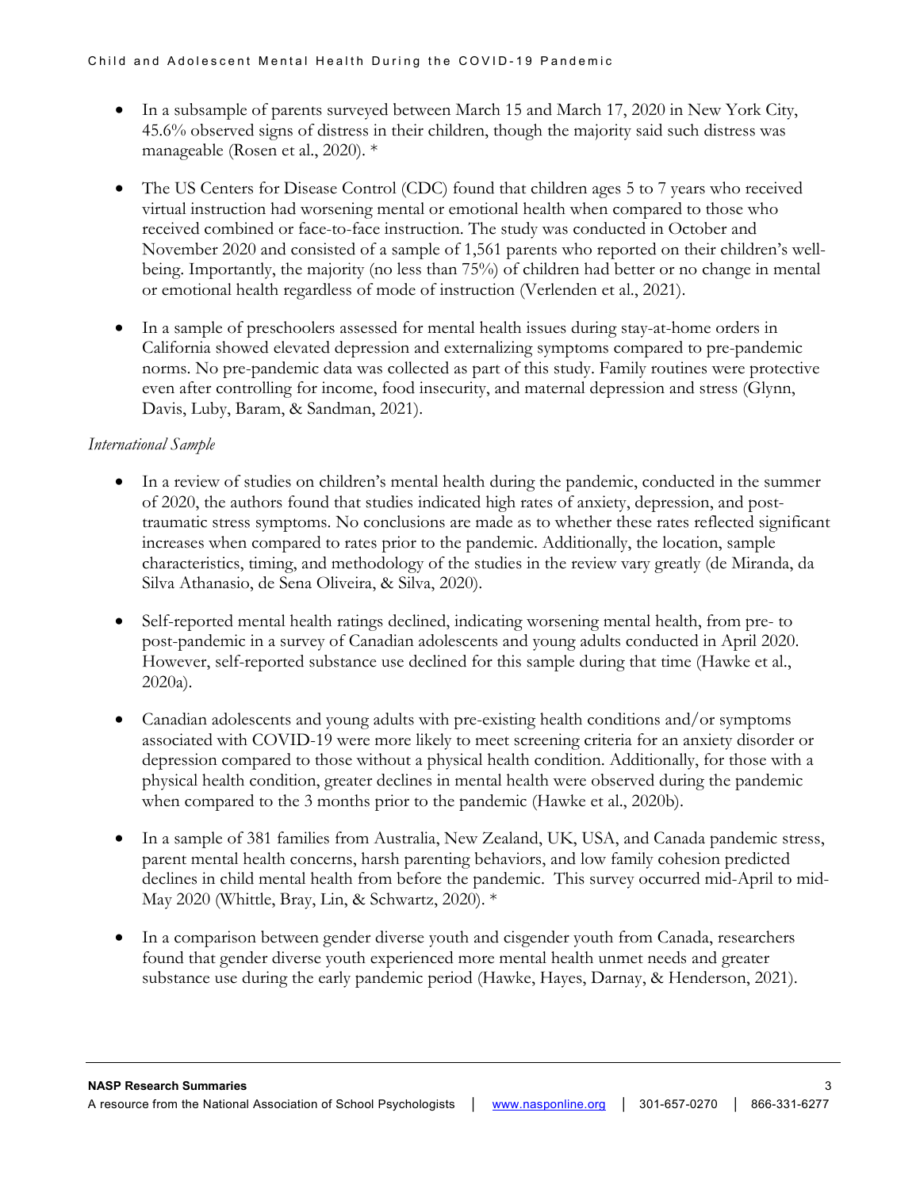- In a subsample of parents surveyed between March 15 and March 17, 2020 in New York City, 45.6% observed signs of distress in their children, though the majority said such distress was manageable (Rosen et al., 2020). *

- The US Centers for Disease Control (CDC) found that children ages 5 to 7 years who received virtual instruction had worsening mental or emotional health when compared to those who received combined or face-to-face instruction. The study was conducted in October and November 2020 and consisted of a sample of 1,561 parents who reported on their children's well-being. Importantly, the majority (no less than 75%) of children had better or no change in mental or emotional health regardless of mode of instruction (Verlenden et al., 2021).

- In a sample of preschoolers assessed for mental health issues during stay-at-home orders in California showed elevated depression and externalizing symptoms compared to pre-pandemic norms. No pre-pandemic data was collected as part of this study. Family routines were protective even after controlling for income, food insecurity, and maternal depression and stress (Glynn, Davis, Luby, Baram, & Sandman, 2021).

*International Sample*

- In a review of studies on children's mental health during the pandemic, conducted in the summer of 2020, the authors found that studies indicated high rates of anxiety, depression, and post-traumatic stress symptoms. No conclusions are made as to whether these rates reflected significant increases when compared to rates prior to the pandemic. Additionally, the location, sample characteristics, timing, and methodology of the studies in the review vary greatly (de Miranda, da Silva Athanasio, de Sena Oliveira, & Silva, 2020).

- Self-reported mental health ratings declined, indicating worsening mental health, from pre- to post-pandemic in a survey of Canadian adolescents and young adults conducted in April 2020. However, self-reported substance use declined for this sample during that time (Hawke et al., 2020a).

- Canadian adolescents and young adults with pre-existing health conditions and/or symptoms associated with COVID-19 were more likely to meet screening criteria for an anxiety disorder or depression compared to those without a physical health condition. Additionally, for those with a physical health condition, greater declines in mental health were observed during the pandemic when compared to the 3 months prior to the pandemic (Hawke et al., 2020b).

- In a sample of 381 families from Australia, New Zealand, UK, USA, and Canada pandemic stress, parent mental health concerns, harsh parenting behaviors, and low family cohesion predicted declines in child mental health from before the pandemic. This survey occurred mid-April to mid-May 2020 (Whittle, Bray, Lin, & Schwartz, 2020). *

- In a comparison between gender diverse youth and cisgender youth from Canada, researchers found that gender diverse youth experienced more mental health unmet needs and greater substance use during the early pandemic period (Hawke, Hayes, Darnay, & Henderson, 2021).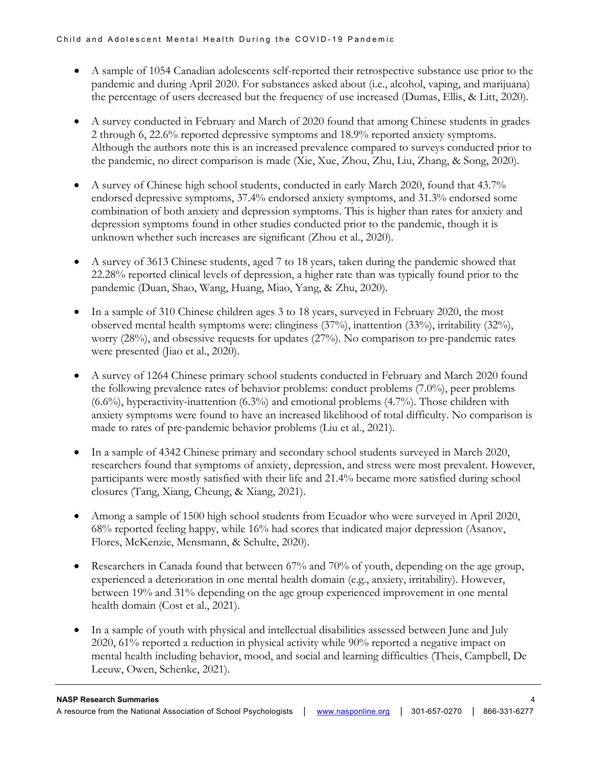- A sample of 1054 Canadian adolescents self-reported their retrospective substance use prior to the pandemic and during April 2020. For substances asked about (i.e., alcohol, vaping, and marijuana) the percentage of users decreased but the frequency of use increased (Dumas, Ellis, & Litt, 2020).

- A survey conducted in February and March of 2020 found that among Chinese students in grades 2 through 6, 22.6% reported depressive symptoms and 18.9% reported anxiety symptoms. Although the authors note this is an increased prevalence compared to surveys conducted prior to the pandemic, no direct comparison is made (Xie, Xue, Zhou, Zhu, Liu, Zhang, & Song, 2020).

- A survey of Chinese high school students, conducted in early March 2020, found that 43.7% endorsed depressive symptoms, 37.4% endorsed anxiety symptoms, and 31.3% endorsed some combination of both anxiety and depression symptoms. This is higher than rates for anxiety and depression symptoms found in other studies conducted prior to the pandemic, though it is unknown whether such increases are significant (Zhou et al., 2020).

- A survey of 3613 Chinese students, aged 7 to 18 years, taken during the pandemic showed that 22.28% reported clinical levels of depression, a higher rate than was typically found prior to the pandemic (Duan, Shao, Wang, Huang, Miao, Yang, & Zhu, 2020).

- In a sample of 310 Chinese children ages 3 to 18 years, surveyed in February 2020, the most observed mental health symptoms were: clinginess (37%), inattention (33%), irritability (32%), worry (28%), and obsessive requests for updates (27%). No comparison to pre-pandemic rates were presented (Jiao et al., 2020).

- A survey of 1264 Chinese primary school students conducted in February and March 2020 found the following prevalence rates of behavior problems: conduct problems (7.0%), peer problems (6.6%), hyperactivity-inattention (6.3%) and emotional problems (4.7%). Those children with anxiety symptoms were found to have an increased likelihood of total difficulty. No comparison is made to rates of pre-pandemic behavior problems (Liu et al., 2021).

- In a sample of 4342 Chinese primary and secondary school students surveyed in March 2020, researchers found that symptoms of anxiety, depression, and stress were most prevalent. However, participants were mostly satisfied with their life and 21.4% became more satisfied during school closures (Tang, Xiang, Cheung, & Xiang, 2021).

- Among a sample of 1500 high school students from Ecuador who were surveyed in April 2020, 68% reported feeling happy, while 16% had scores that indicated major depression (Asanov, Flores, McKenzie, Mensmann, & Schulte, 2020).

- Researchers in Canada found that between 67% and 70% of youth, depending on the age group, experienced a deterioration in one mental health domain (e.g., anxiety, irritability). However, between 19% and 31% depending on the age group experienced improvement in one mental health domain (Cost et al., 2021).

- In a sample of youth with physical and intellectual disabilities assessed between June and July 2020, 61% reported a reduction in physical activity while 90% reported a negative impact on mental health including behavior, mood, and social and learning difficulties (Theis, Campbell, De Leeuw, Owen, Schenke, 2021).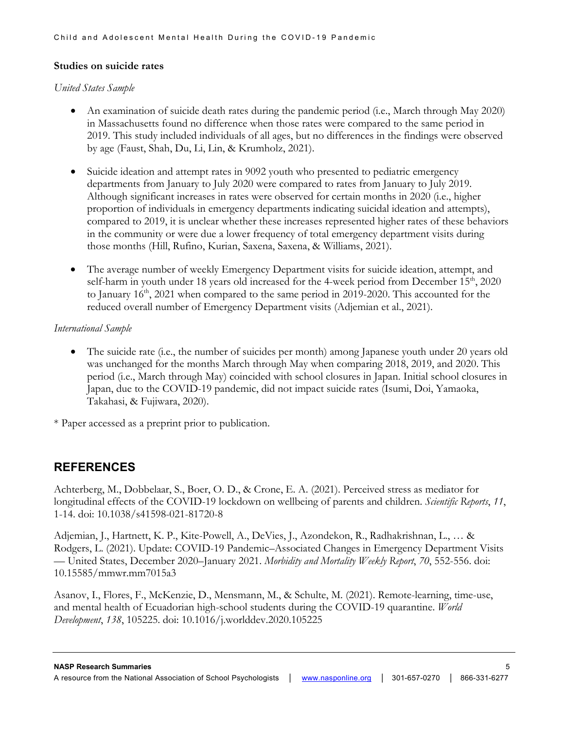**Studies on suicide rates**

*United States Sample*

- An examination of suicide death rates during the pandemic period (i.e., March through May 2020) in Massachusetts found no difference when those rates were compared to the same period in 2019. This study included individuals of all ages, but no differences in the findings were observed by age (Faust, Shah, Du, Li, Lin, & Krumholz, 2021).

- Suicide ideation and attempt rates in 9092 youth who presented to pediatric emergency departments from January to July 2020 were compared to rates from January to July 2019. Although significant increases in rates were observed for certain months in 2020 (i.e., higher proportion of individuals in emergency departments indicating suicidal ideation and attempts), compared to 2019, it is unclear whether these increases represented higher rates of these behaviors in the community or were due a lower frequency of total emergency department visits during those months (Hill, Rufino, Kurian, Saxena, Saxena, & Williams, 2021).

- The average number of weekly Emergency Department visits for suicide ideation, attempt, and self-harm in youth under 18 years old increased for the 4-week period from December 15th, 2020 to January 16th, 2021 when compared to the same period in 2019-2020. This accounted for the reduced overall number of Emergency Department visits (Adjemian et al., 2021).

*International Sample*

- The suicide rate (i.e., the number of suicides per month) among Japanese youth under 20 years old was unchanged for the months March through May when comparing 2018, 2019, and 2020. This period (i.e., March through May) coincided with school closures in Japan. Initial school closures in Japan, due to the COVID-19 pandemic, did not impact suicide rates (Isumi, Doi, Yamaoka, Takahasi, & Fujiwara, 2020).

* Paper accessed as a preprint prior to publication.

## REFERENCES

Achterberg, M., Dobbelaar, S., Boer, O. D., & Crone, E. A. (2021). Perceived stress as mediator for longitudinal effects of the COVID-19 lockdown on wellbeing of parents and children. *Scientific Reports*, *11*, 1-14. doi: 10.1038/s41598-021-81720-8

Adjemian, J., Hartnett, K. P., Kite-Powell, A., DeVies, J., Azondekon, R., Radhakrishnan, L., … & Rodgers, L. (2021). Update: COVID-19 Pandemic–Associated Changes in Emergency Department Visits — United States, December 2020–January 2021. *Morbidity and Mortality Weekly Report*, *70*, 552-556. doi: 10.15585/mmwr.mm7015a3

Asanov, I., Flores, F., McKenzie, D., Mensmann, M., & Schulte, M. (2021). Remote-learning, time-use, and mental health of Ecuadorian high-school students during the COVID-19 quarantine. *World Development*, *138*, 105225. doi: 10.1016/j.worlddev.2020.105225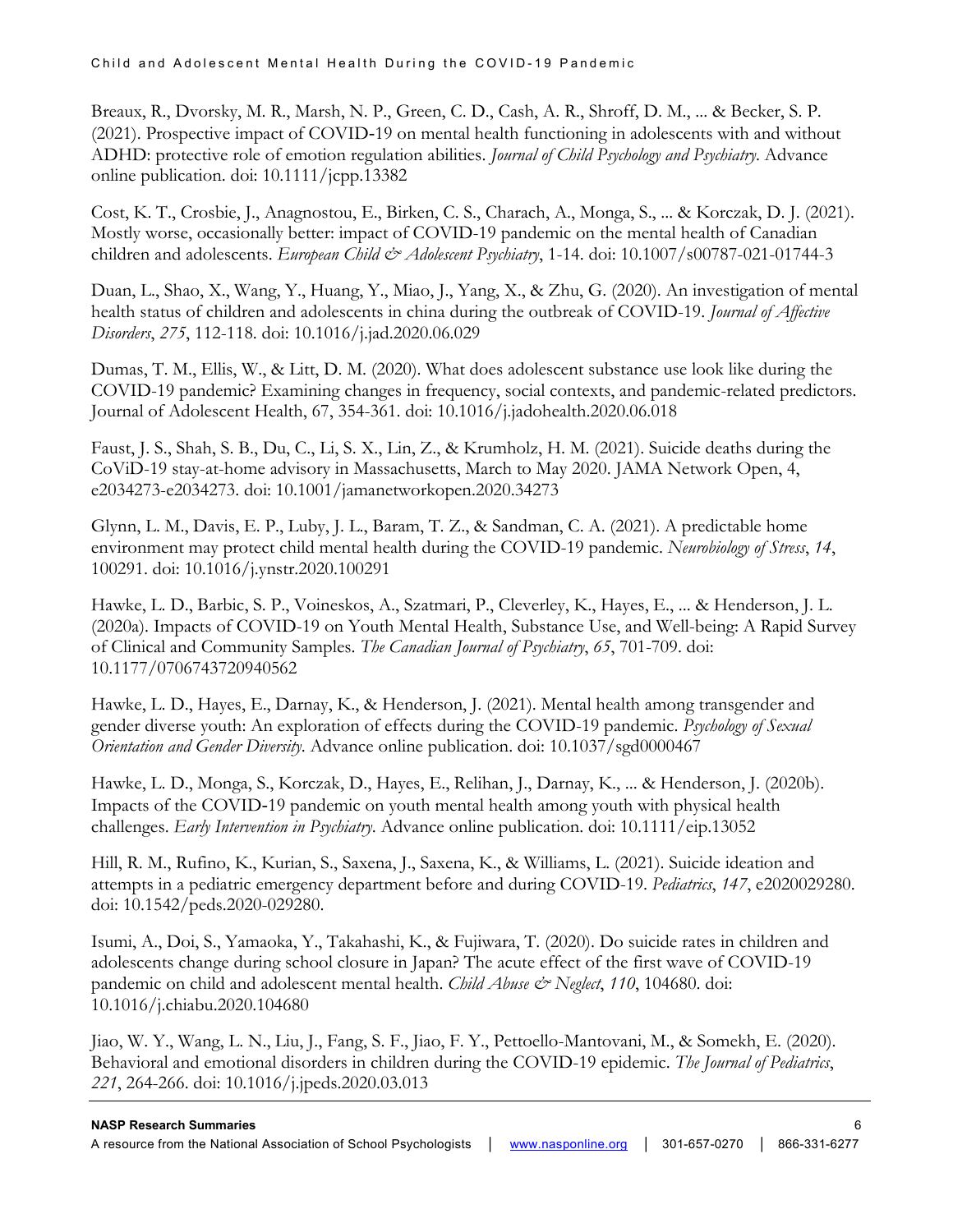Breaux, R., Dvorsky, M. R., Marsh, N. P., Green, C. D., Cash, A. R., Shroff, D. M., ... & Becker, S. P. (2021). Prospective impact of COVID-19 on mental health functioning in adolescents with and without ADHD: protective role of emotion regulation abilities. *Journal of Child Psychology and Psychiatry*. Advance online publication. doi: 10.1111/jcpp.13382

Cost, K. T., Crosbie, J., Anagnostou, E., Birken, C. S., Charach, A., Monga, S., ... & Korczak, D. J. (2021). Mostly worse, occasionally better: impact of COVID-19 pandemic on the mental health of Canadian children and adolescents. *European Child & Adolescent Psychiatry*, 1-14. doi: 10.1007/s00787-021-01744-3

Duan, L., Shao, X., Wang, Y., Huang, Y., Miao, J., Yang, X., & Zhu, G. (2020). An investigation of mental health status of children and adolescents in china during the outbreak of COVID-19. *Journal of Affective Disorders*, *275*, 112-118. doi: 10.1016/j.jad.2020.06.029

Dumas, T. M., Ellis, W., & Litt, D. M. (2020). What does adolescent substance use look like during the COVID-19 pandemic? Examining changes in frequency, social contexts, and pandemic-related predictors. Journal of Adolescent Health, 67, 354-361. doi: 10.1016/j.jadohealth.2020.06.018

Faust, J. S., Shah, S. B., Du, C., Li, S. X., Lin, Z., & Krumholz, H. M. (2021). Suicide deaths during the CoViD-19 stay-at-home advisory in Massachusetts, March to May 2020. JAMA Network Open, 4, e2034273-e2034273. doi: 10.1001/jamanetworkopen.2020.34273

Glynn, L. M., Davis, E. P., Luby, J. L., Baram, T. Z., & Sandman, C. A. (2021). A predictable home environment may protect child mental health during the COVID-19 pandemic. *Neurobiology of Stress*, *14*, 100291. doi: 10.1016/j.ynstr.2020.100291

Hawke, L. D., Barbic, S. P., Voineskos, A., Szatmari, P., Cleverley, K., Hayes, E., ... & Henderson, J. L. (2020a). Impacts of COVID-19 on Youth Mental Health, Substance Use, and Well-being: A Rapid Survey of Clinical and Community Samples. *The Canadian Journal of Psychiatry*, *65*, 701-709. doi: 10.1177/0706743720940562

Hawke, L. D., Hayes, E., Darnay, K., & Henderson, J. (2021). Mental health among transgender and gender diverse youth: An exploration of effects during the COVID-19 pandemic. *Psychology of Sexual Orientation and Gender Diversity*. Advance online publication. doi: 10.1037/sgd0000467

Hawke, L. D., Monga, S., Korczak, D., Hayes, E., Relihan, J., Darnay, K., ... & Henderson, J. (2020b). Impacts of the COVID‐19 pandemic on youth mental health among youth with physical health challenges. *Early Intervention in Psychiatry*. Advance online publication. doi: 10.1111/eip.13052

Hill, R. M., Rufino, K., Kurian, S., Saxena, J., Saxena, K., & Williams, L. (2021). Suicide ideation and attempts in a pediatric emergency department before and during COVID-19. *Pediatrics*, *147*, e2020029280. doi: 10.1542/peds.2020-029280.

Isumi, A., Doi, S., Yamaoka, Y., Takahashi, K., & Fujiwara, T. (2020). Do suicide rates in children and adolescents change during school closure in Japan? The acute effect of the first wave of COVID-19 pandemic on child and adolescent mental health. *Child Abuse & Neglect*, *110*, 104680. doi: 10.1016/j.chiabu.2020.104680

Jiao, W. Y., Wang, L. N., Liu, J., Fang, S. F., Jiao, F. Y., Pettoello-Mantovani, M., & Somekh, E. (2020). Behavioral and emotional disorders in children during the COVID-19 epidemic. *The Journal of Pediatrics*, *221*, 264-266. doi: 10.1016/j.jpeds.2020.03.013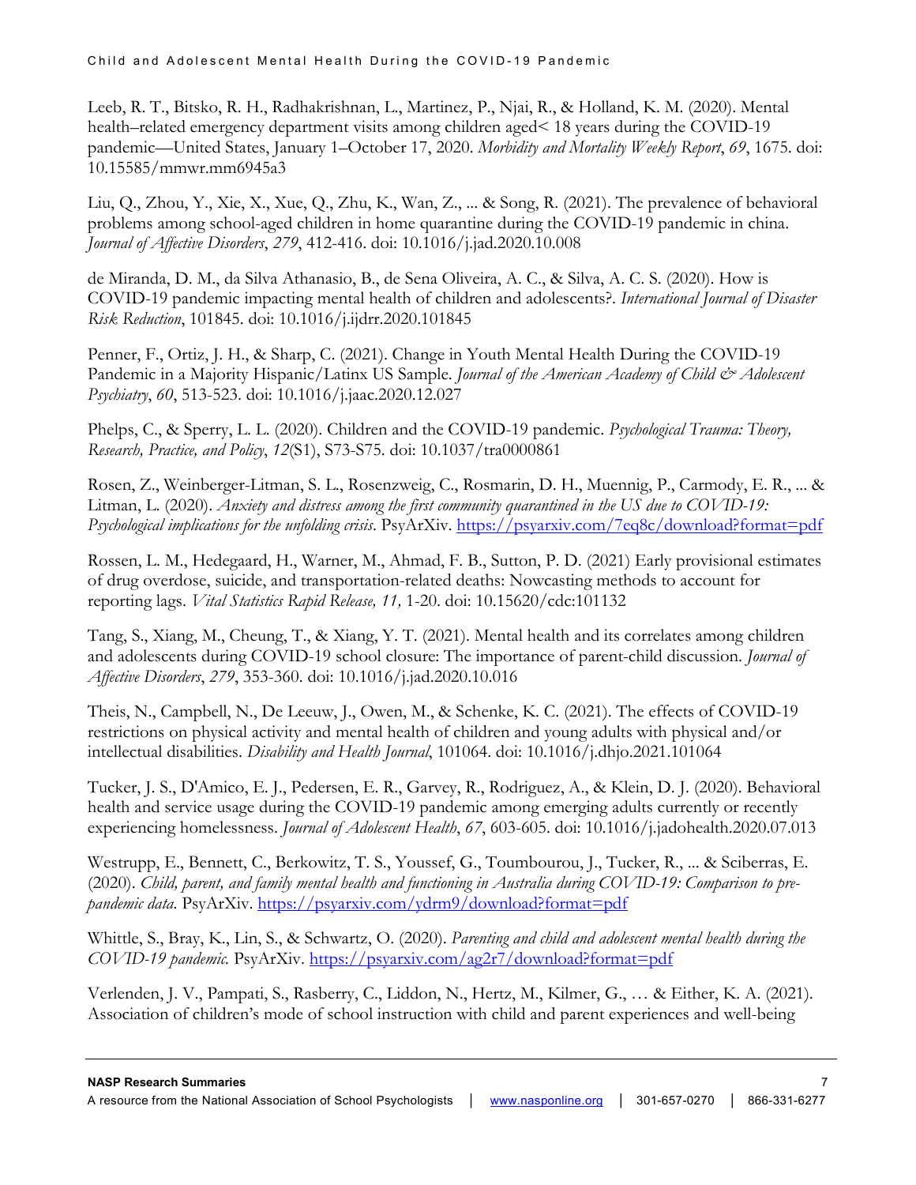Leeb, R. T., Bitsko, R. H., Radhakrishnan, L., Martinez, P., Njai, R., & Holland, K. M. (2020). Mental health–related emergency department visits among children aged< 18 years during the COVID-19 pandemic—United States, January 1–October 17, 2020. *Morbidity and Mortality Weekly Report*, *69*, 1675. doi: 10.15585/mmwr.mm6945a3

Liu, Q., Zhou, Y., Xie, X., Xue, Q., Zhu, K., Wan, Z., ... & Song, R. (2021). The prevalence of behavioral problems among school-aged children in home quarantine during the COVID-19 pandemic in china. *Journal of Affective Disorders*, *279*, 412-416. doi: 10.1016/j.jad.2020.10.008

de Miranda, D. M., da Silva Athanasio, B., de Sena Oliveira, A. C., & Silva, A. C. S. (2020). How is COVID-19 pandemic impacting mental health of children and adolescents?. *International Journal of Disaster Risk Reduction*, 101845. doi: 10.1016/j.ijdrr.2020.101845

Penner, F., Ortiz, J. H., & Sharp, C. (2021). Change in Youth Mental Health During the COVID-19 Pandemic in a Majority Hispanic/Latinx US Sample. *Journal of the American Academy of Child & Adolescent Psychiatry*, *60*, 513-523. doi: 10.1016/j.jaac.2020.12.027

Phelps, C., & Sperry, L. L. (2020). Children and the COVID-19 pandemic. *Psychological Trauma: Theory, Research, Practice, and Policy*, *12*(S1), S73-S75. doi: 10.1037/tra0000861

Rosen, Z., Weinberger-Litman, S. L., Rosenzweig, C., Rosmarin, D. H., Muennig, P., Carmody, E. R., ... & Litman, L. (2020). *Anxiety and distress among the first community quarantined in the US due to COVID-19: Psychological implications for the unfolding crisis*. PsyArXiv. https://psyarxiv.com/7eq8c/download?format=pdf

Rossen, L. M., Hedegaard, H., Warner, M., Ahmad, F. B., Sutton, P. D. (2021) Early provisional estimates of drug overdose, suicide, and transportation-related deaths: Nowcasting methods to account for reporting lags. *Vital Statistics Rapid Release, 11,* 1-20. doi: 10.15620/cdc:101132

Tang, S., Xiang, M., Cheung, T., & Xiang, Y. T. (2021). Mental health and its correlates among children and adolescents during COVID-19 school closure: The importance of parent-child discussion. *Journal of Affective Disorders*, *279*, 353-360. doi: 10.1016/j.jad.2020.10.016

Theis, N., Campbell, N., De Leeuw, J., Owen, M., & Schenke, K. C. (2021). The effects of COVID-19 restrictions on physical activity and mental health of children and young adults with physical and/or intellectual disabilities. *Disability and Health Journal*, 101064. doi: 10.1016/j.dhjo.2021.101064

Tucker, J. S., D'Amico, E. J., Pedersen, E. R., Garvey, R., Rodriguez, A., & Klein, D. J. (2020). Behavioral health and service usage during the COVID-19 pandemic among emerging adults currently or recently experiencing homelessness. *Journal of Adolescent Health*, *67*, 603-605. doi: 10.1016/j.jadohealth.2020.07.013

Westrupp, E., Bennett, C., Berkowitz, T. S., Youssef, G., Toumbourou, J., Tucker, R., ... & Sciberras, E. (2020). *Child, parent, and family mental health and functioning in Australia during COVID-19: Comparison to pre-pandemic data.* PsyArXiv. https://psyarxiv.com/ydrm9/download?format=pdf

Whittle, S., Bray, K., Lin, S., & Schwartz, O. (2020). *Parenting and child and adolescent mental health during the COVID-19 pandemic.* PsyArXiv. https://psyarxiv.com/ag2r7/download?format=pdf

Verlenden, J. V., Pampati, S., Rasberry, C., Liddon, N., Hertz, M., Kilmer, G., … & Either, K. A. (2021). Association of children's mode of school instruction with child and parent experiences and well-being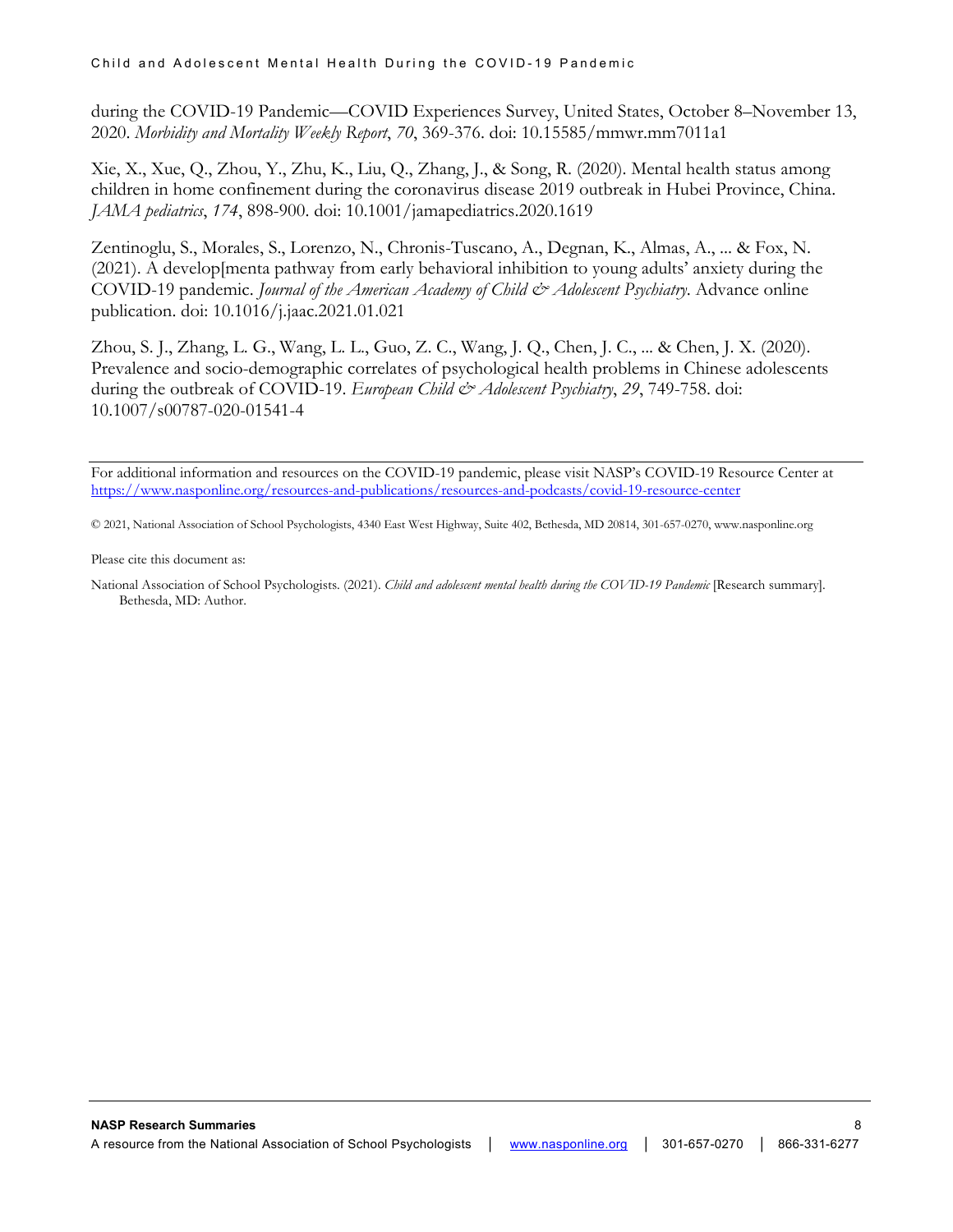during the COVID-19 Pandemic—COVID Experiences Survey, United States, October 8–November 13, 2020. *Morbidity and Mortality Weekly Report*, *70*, 369-376. doi: 10.15585/mmwr.mm7011a1

Xie, X., Xue, Q., Zhou, Y., Zhu, K., Liu, Q., Zhang, J., & Song, R. (2020). Mental health status among children in home confinement during the coronavirus disease 2019 outbreak in Hubei Province, China. *JAMA pediatrics*, *174*, 898-900. doi: 10.1001/jamapediatrics.2020.1619

Zentinoglu, S., Morales, S., Lorenzo, N., Chronis-Tuscano, A., Degnan, K., Almas, A., ... & Fox, N. (2021). A develop[menta pathway from early behavioral inhibition to young adults' anxiety during the COVID-19 pandemic. *Journal of the American Academy of Child & Adolescent Psychiatry*. Advance online publication. doi: 10.1016/j.jaac.2021.01.021

Zhou, S. J., Zhang, L. G., Wang, L. L., Guo, Z. C., Wang, J. Q., Chen, J. C., ... & Chen, J. X. (2020). Prevalence and socio-demographic correlates of psychological health problems in Chinese adolescents during the outbreak of COVID-19. *European Child & Adolescent Psychiatry*, *29*, 749-758. doi: 10.1007/s00787-020-01541-4

---

For additional information and resources on the COVID-19 pandemic, please visit NASP's COVID-19 Resource Center at https://www.nasponline.org/resources-and-publications/resources-and-podcasts/covid-19-resource-center

© 2021, National Association of School Psychologists, 4340 East West Highway, Suite 402, Bethesda, MD 20814, 301-657-0270, www.nasponline.org

Please cite this document as:

National Association of School Psychologists. (2021). *Child and adolescent mental health during the COVID-19 Pandemic* [Research summary]. Bethesda, MD: Author.